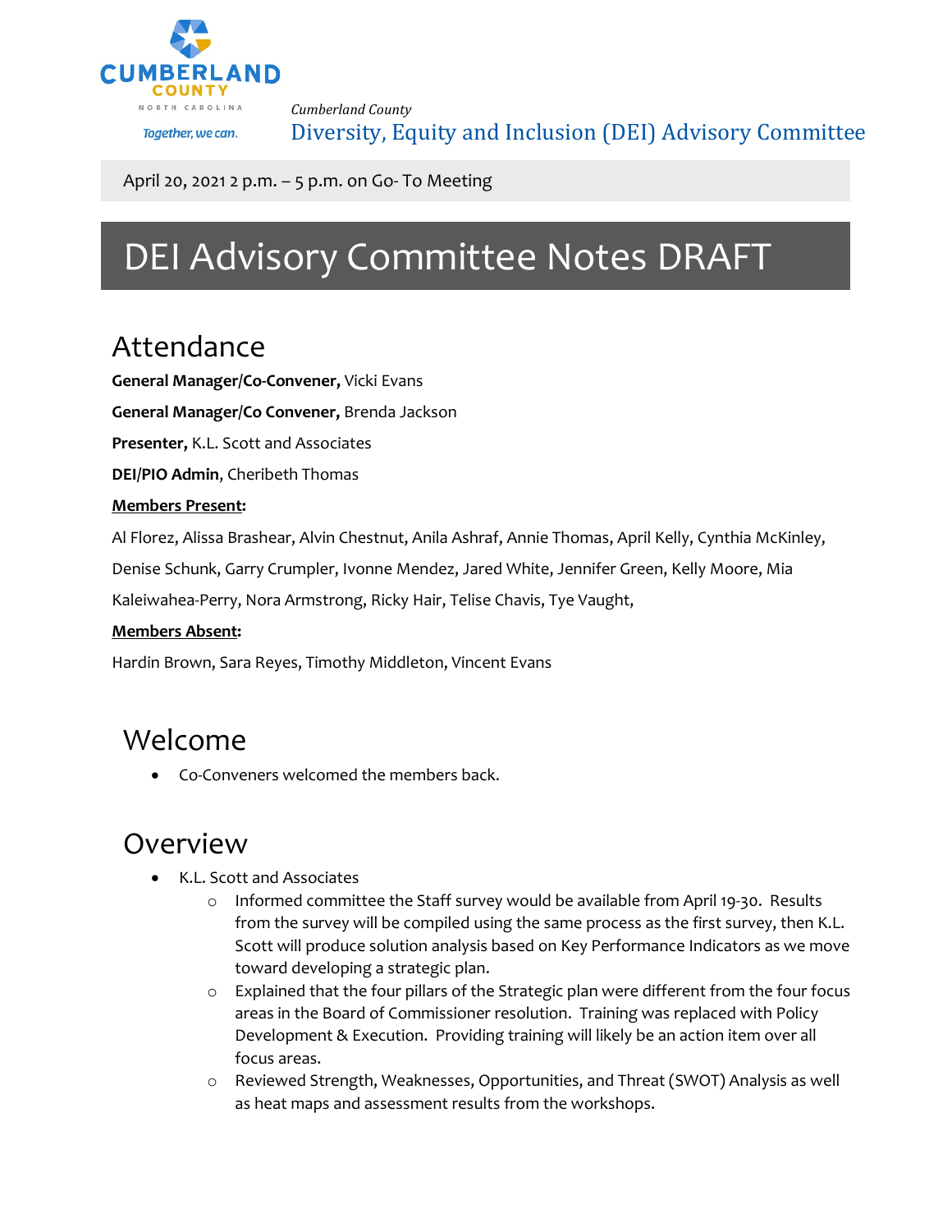Cumberland County

Together, we can.

*Cumberland County*

Diversity, Equity and Inclusion (DEI) Advisory Committee

April 20, 2021 2 p.m. – 5 p.m. on Go- To Meeting

# DEI Advisory Committee Notes DRAFT

## Attendance

**General Manager/Co-Convener,** Vicki Evans

**General Manager/Co Convener,** Brenda Jackson

**Presenter,** K.L. Scott and Associates

**DEI/PIO Admin**, Cheribeth Thomas

**Members Present:**

Al Florez, Alissa Brashear, Alvin Chestnut, Anila Ashraf, Annie Thomas, April Kelly, Cynthia McKinley, Denise Schunk, Garry Crumpler, Ivonne Mendez, Jared White, Jennifer Green, Kelly Moore, Mia Kaleiwahea-Perry, Nora Armstrong, Ricky Hair, Telise Chavis, Tye Vaught,

**Members Absent:**

Hardin Brown, Sara Reyes, Timothy Middleton, Vincent Evans

## Welcome

- Co-Conveners welcomed the members back.

## Overview

- K.L. Scott and Associates
  - Informed committee the Staff survey would be available from April 19-30. Results from the survey will be compiled using the same process as the first survey, then K.L. Scott will produce solution analysis based on Key Performance Indicators as we move toward developing a strategic plan.
  - Explained that the four pillars of the Strategic plan were different from the four focus areas in the Board of Commissioner resolution. Training was replaced with Policy Development & Execution. Providing training will likely be an action item over all focus areas.
  - Reviewed Strength, Weaknesses, Opportunities, and Threat (SWOT) Analysis as well as heat maps and assessment results from the workshops.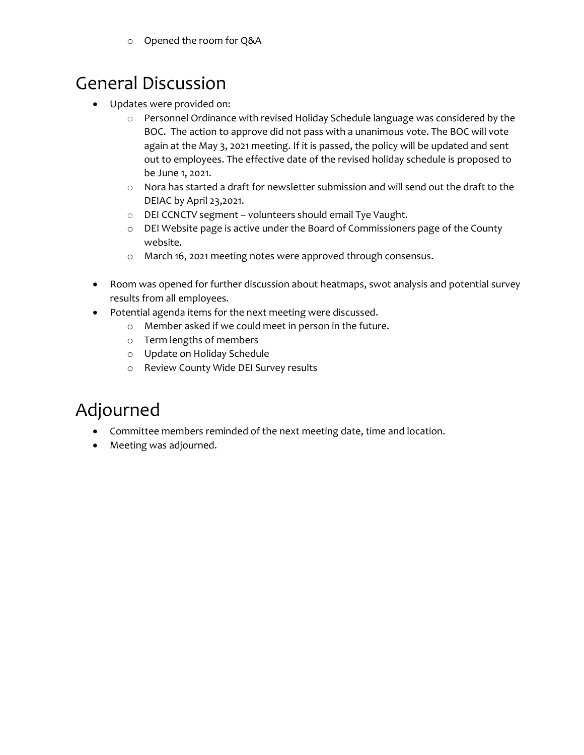- Opened the room for Q&A

# General Discussion

- Updates were provided on:
  - Personnel Ordinance with revised Holiday Schedule language was considered by the BOC. The action to approve did not pass with a unanimous vote. The BOC will vote again at the May 3, 2021 meeting. If it is passed, the policy will be updated and sent out to employees. The effective date of the revised holiday schedule is proposed to be June 1, 2021.
  - Nora has started a draft for newsletter submission and will send out the draft to the DEIAC by April 23,2021.
  - DEI CCNCTV segment – volunteers should email Tye Vaught.
  - DEI Website page is active under the Board of Commissioners page of the County website.
  - March 16, 2021 meeting notes were approved through consensus.

- Room was opened for further discussion about heatmaps, swot analysis and potential survey results from all employees.
- Potential agenda items for the next meeting were discussed.
  - Member asked if we could meet in person in the future.
  - Term lengths of members
  - Update on Holiday Schedule
  - Review County Wide DEI Survey results

# Adjourned

- Committee members reminded of the next meeting date, time and location.
- Meeting was adjourned.